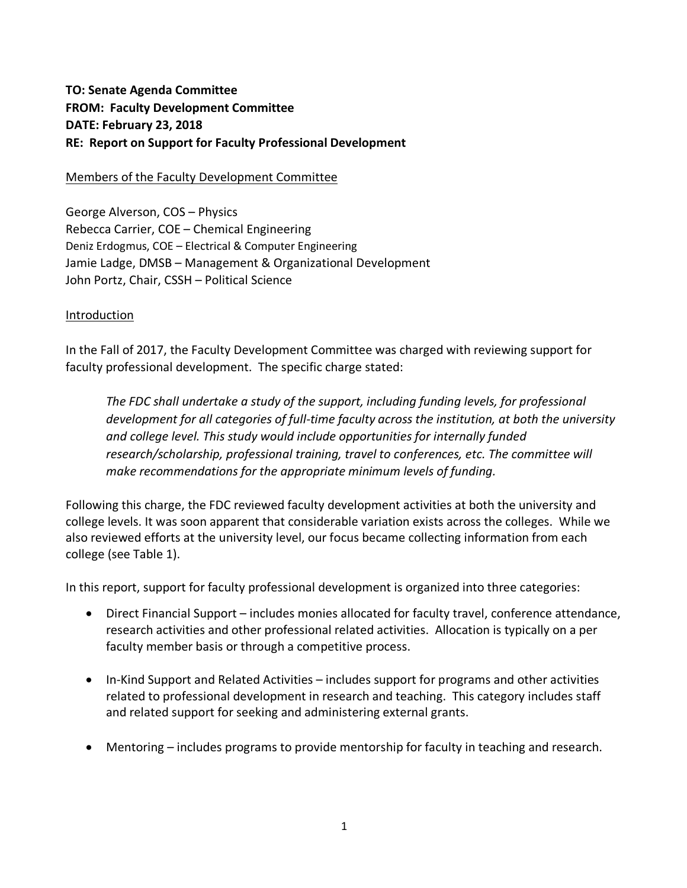**TO: Senate Agenda Committee**
**FROM: Faculty Development Committee**
**DATE: February 23, 2018**
**RE: Report on Support for Faculty Professional Development**

Members of the Faculty Development Committee

George Alverson, COS – Physics
Rebecca Carrier, COE – Chemical Engineering
Deniz Erdogmus, COE – Electrical & Computer Engineering
Jamie Ladge, DMSB – Management & Organizational Development
John Portz, Chair, CSSH – Political Science

Introduction

In the Fall of 2017, the Faculty Development Committee was charged with reviewing support for faculty professional development. The specific charge stated:

> *The FDC shall undertake a study of the support, including funding levels, for professional development for all categories of full-time faculty across the institution, at both the university and college level. This study would include opportunities for internally funded research/scholarship, professional training, travel to conferences, etc. The committee will make recommendations for the appropriate minimum levels of funding.*

Following this charge, the FDC reviewed faculty development activities at both the university and college levels. It was soon apparent that considerable variation exists across the colleges. While we also reviewed efforts at the university level, our focus became collecting information from each college (see Table 1).

In this report, support for faculty professional development is organized into three categories:

- Direct Financial Support – includes monies allocated for faculty travel, conference attendance, research activities and other professional related activities. Allocation is typically on a per faculty member basis or through a competitive process.
- In-Kind Support and Related Activities – includes support for programs and other activities related to professional development in research and teaching. This category includes staff and related support for seeking and administering external grants.
- Mentoring – includes programs to provide mentorship for faculty in teaching and research.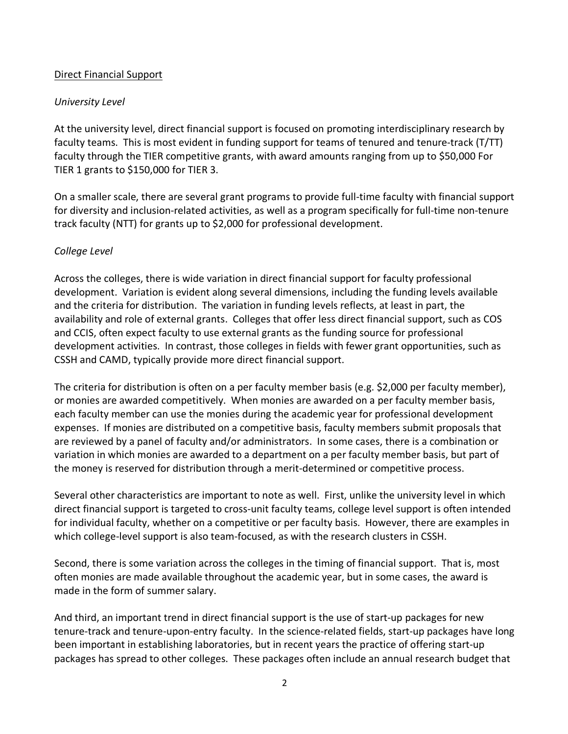## Direct Financial Support

### *University Level*

At the university level, direct financial support is focused on promoting interdisciplinary research by faculty teams. This is most evident in funding support for teams of tenured and tenure-track (T/TT) faculty through the TIER competitive grants, with award amounts ranging from up to $50,000 For TIER 1 grants to $150,000 for TIER 3.

On a smaller scale, there are several grant programs to provide full-time faculty with financial support for diversity and inclusion-related activities, as well as a program specifically for full-time non-tenure track faculty (NTT) for grants up to $2,000 for professional development.

### *College Level*

Across the colleges, there is wide variation in direct financial support for faculty professional development. Variation is evident along several dimensions, including the funding levels available and the criteria for distribution. The variation in funding levels reflects, at least in part, the availability and role of external grants. Colleges that offer less direct financial support, such as COS and CCIS, often expect faculty to use external grants as the funding source for professional development activities. In contrast, those colleges in fields with fewer grant opportunities, such as CSSH and CAMD, typically provide more direct financial support.

The criteria for distribution is often on a per faculty member basis (e.g. $2,000 per faculty member), or monies are awarded competitively. When monies are awarded on a per faculty member basis, each faculty member can use the monies during the academic year for professional development expenses. If monies are distributed on a competitive basis, faculty members submit proposals that are reviewed by a panel of faculty and/or administrators. In some cases, there is a combination or variation in which monies are awarded to a department on a per faculty member basis, but part of the money is reserved for distribution through a merit-determined or competitive process.

Several other characteristics are important to note as well. First, unlike the university level in which direct financial support is targeted to cross-unit faculty teams, college level support is often intended for individual faculty, whether on a competitive or per faculty basis. However, there are examples in which college-level support is also team-focused, as with the research clusters in CSSH.

Second, there is some variation across the colleges in the timing of financial support. That is, most often monies are made available throughout the academic year, but in some cases, the award is made in the form of summer salary.

And third, an important trend in direct financial support is the use of start-up packages for new tenure-track and tenure-upon-entry faculty. In the science-related fields, start-up packages have long been important in establishing laboratories, but in recent years the practice of offering start-up packages has spread to other colleges. These packages often include an annual research budget that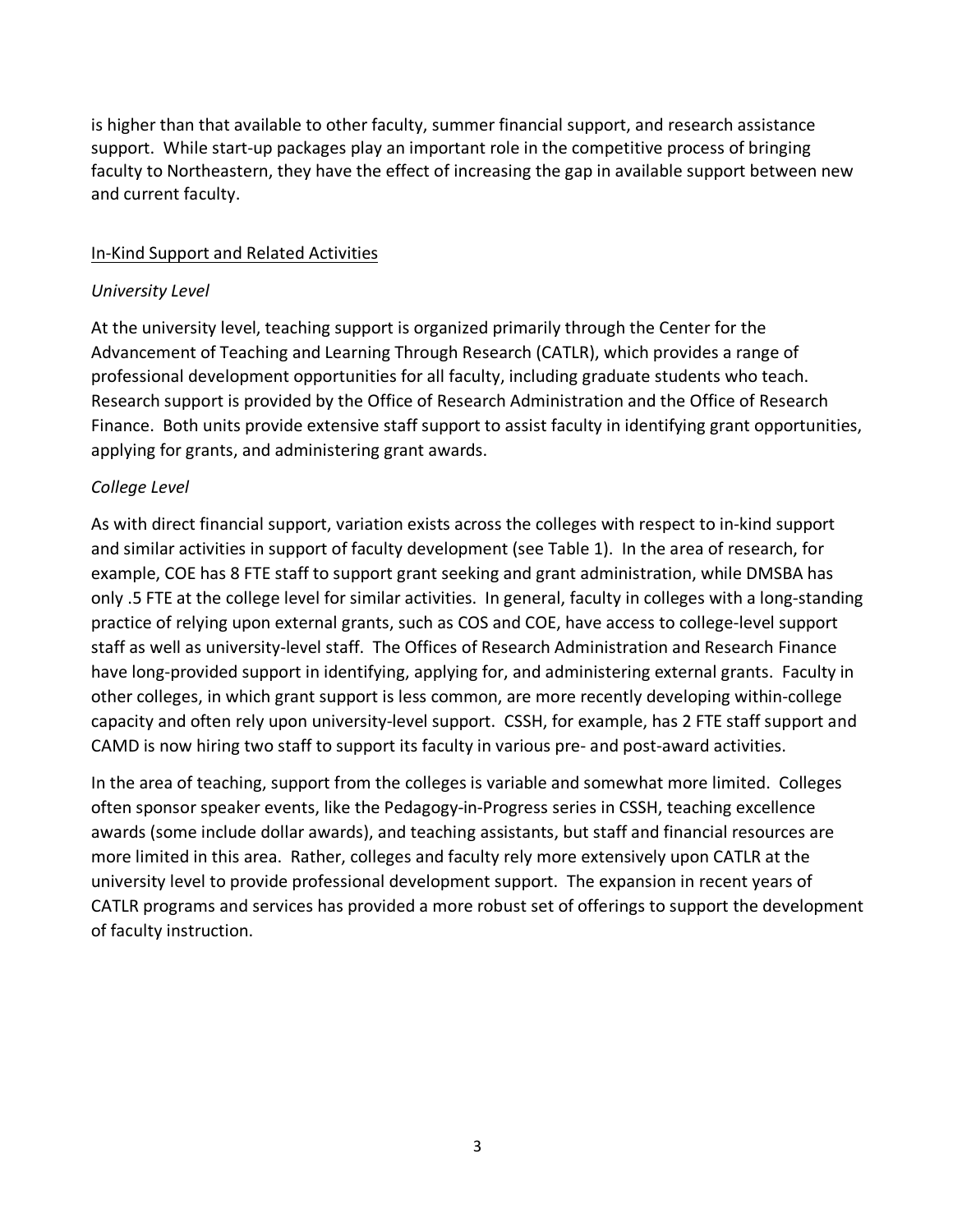is higher than that available to other faculty, summer financial support, and research assistance support. While start-up packages play an important role in the competitive process of bringing faculty to Northeastern, they have the effect of increasing the gap in available support between new and current faculty.

<u>In-Kind Support and Related Activities</u>

*University Level*

At the university level, teaching support is organized primarily through the Center for the Advancement of Teaching and Learning Through Research (CATLR), which provides a range of professional development opportunities for all faculty, including graduate students who teach. Research support is provided by the Office of Research Administration and the Office of Research Finance. Both units provide extensive staff support to assist faculty in identifying grant opportunities, applying for grants, and administering grant awards.

*College Level*

As with direct financial support, variation exists across the colleges with respect to in-kind support and similar activities in support of faculty development (see Table 1). In the area of research, for example, COE has 8 FTE staff to support grant seeking and grant administration, while DMSBA has only .5 FTE at the college level for similar activities. In general, faculty in colleges with a long-standing practice of relying upon external grants, such as COS and COE, have access to college-level support staff as well as university-level staff. The Offices of Research Administration and Research Finance have long-provided support in identifying, applying for, and administering external grants. Faculty in other colleges, in which grant support is less common, are more recently developing within-college capacity and often rely upon university-level support. CSSH, for example, has 2 FTE staff support and CAMD is now hiring two staff to support its faculty in various pre- and post-award activities.

In the area of teaching, support from the colleges is variable and somewhat more limited. Colleges often sponsor speaker events, like the Pedagogy-in-Progress series in CSSH, teaching excellence awards (some include dollar awards), and teaching assistants, but staff and financial resources are more limited in this area. Rather, colleges and faculty rely more extensively upon CATLR at the university level to provide professional development support. The expansion in recent years of CATLR programs and services has provided a more robust set of offerings to support the development of faculty instruction.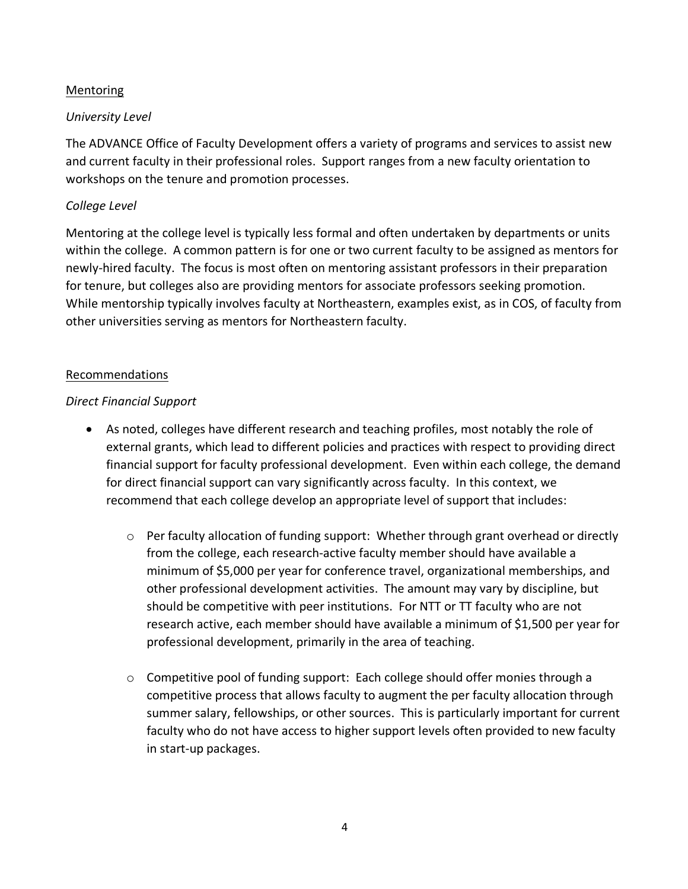## Mentoring

### *University Level*

The ADVANCE Office of Faculty Development offers a variety of programs and services to assist new and current faculty in their professional roles. Support ranges from a new faculty orientation to workshops on the tenure and promotion processes.

### *College Level*

Mentoring at the college level is typically less formal and often undertaken by departments or units within the college. A common pattern is for one or two current faculty to be assigned as mentors for newly-hired faculty. The focus is most often on mentoring assistant professors in their preparation for tenure, but colleges also are providing mentors for associate professors seeking promotion. While mentorship typically involves faculty at Northeastern, examples exist, as in COS, of faculty from other universities serving as mentors for Northeastern faculty.

## Recommendations

### *Direct Financial Support*

- As noted, colleges have different research and teaching profiles, most notably the role of external grants, which lead to different policies and practices with respect to providing direct financial support for faculty professional development. Even within each college, the demand for direct financial support can vary significantly across faculty. In this context, we recommend that each college develop an appropriate level of support that includes:

    - Per faculty allocation of funding support: Whether through grant overhead or directly from the college, each research-active faculty member should have available a minimum of $5,000 per year for conference travel, organizational memberships, and other professional development activities. The amount may vary by discipline, but should be competitive with peer institutions. For NTT or TT faculty who are not research active, each member should have available a minimum of $1,500 per year for professional development, primarily in the area of teaching.

    - Competitive pool of funding support: Each college should offer monies through a competitive process that allows faculty to augment the per faculty allocation through summer salary, fellowships, or other sources. This is particularly important for current faculty who do not have access to higher support levels often provided to new faculty in start-up packages.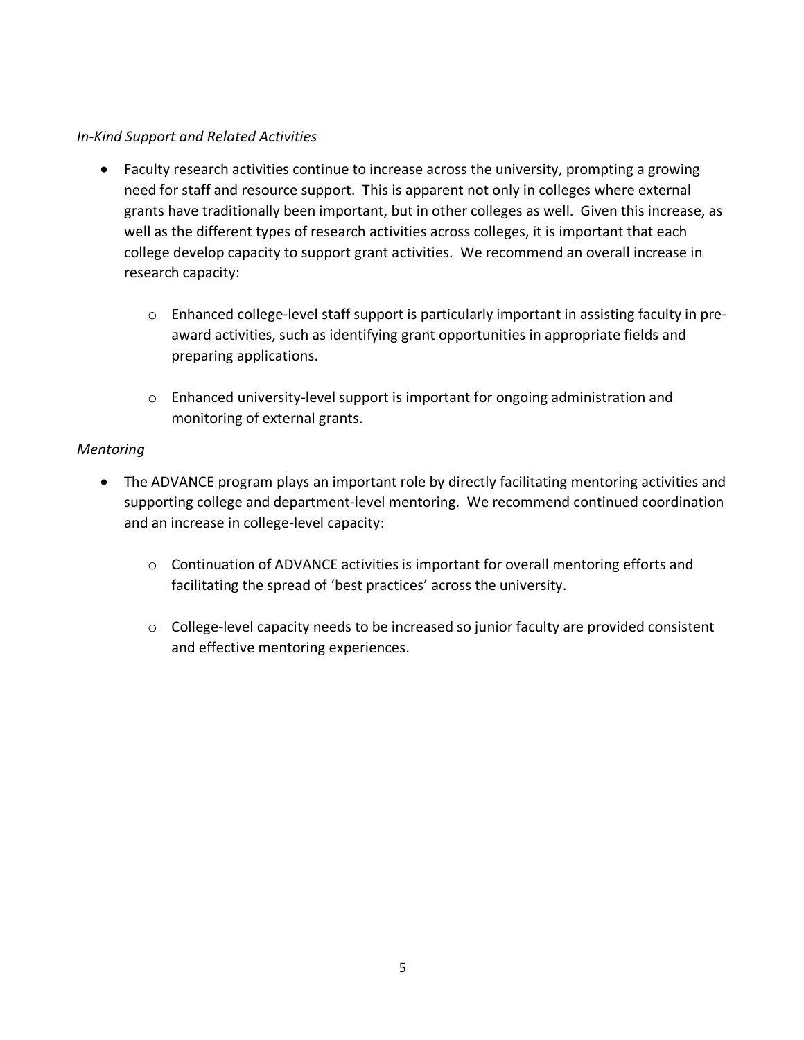*In-Kind Support and Related Activities*

- Faculty research activities continue to increase across the university, prompting a growing need for staff and resource support. This is apparent not only in colleges where external grants have traditionally been important, but in other colleges as well. Given this increase, as well as the different types of research activities across colleges, it is important that each college develop capacity to support grant activities. We recommend an overall increase in research capacity:
    - Enhanced college-level staff support is particularly important in assisting faculty in pre-award activities, such as identifying grant opportunities in appropriate fields and preparing applications.
    - Enhanced university-level support is important for ongoing administration and monitoring of external grants.

*Mentoring*

- The ADVANCE program plays an important role by directly facilitating mentoring activities and supporting college and department-level mentoring. We recommend continued coordination and an increase in college-level capacity:
    - Continuation of ADVANCE activities is important for overall mentoring efforts and facilitating the spread of 'best practices' across the university.
    - College-level capacity needs to be increased so junior faculty are provided consistent and effective mentoring experiences.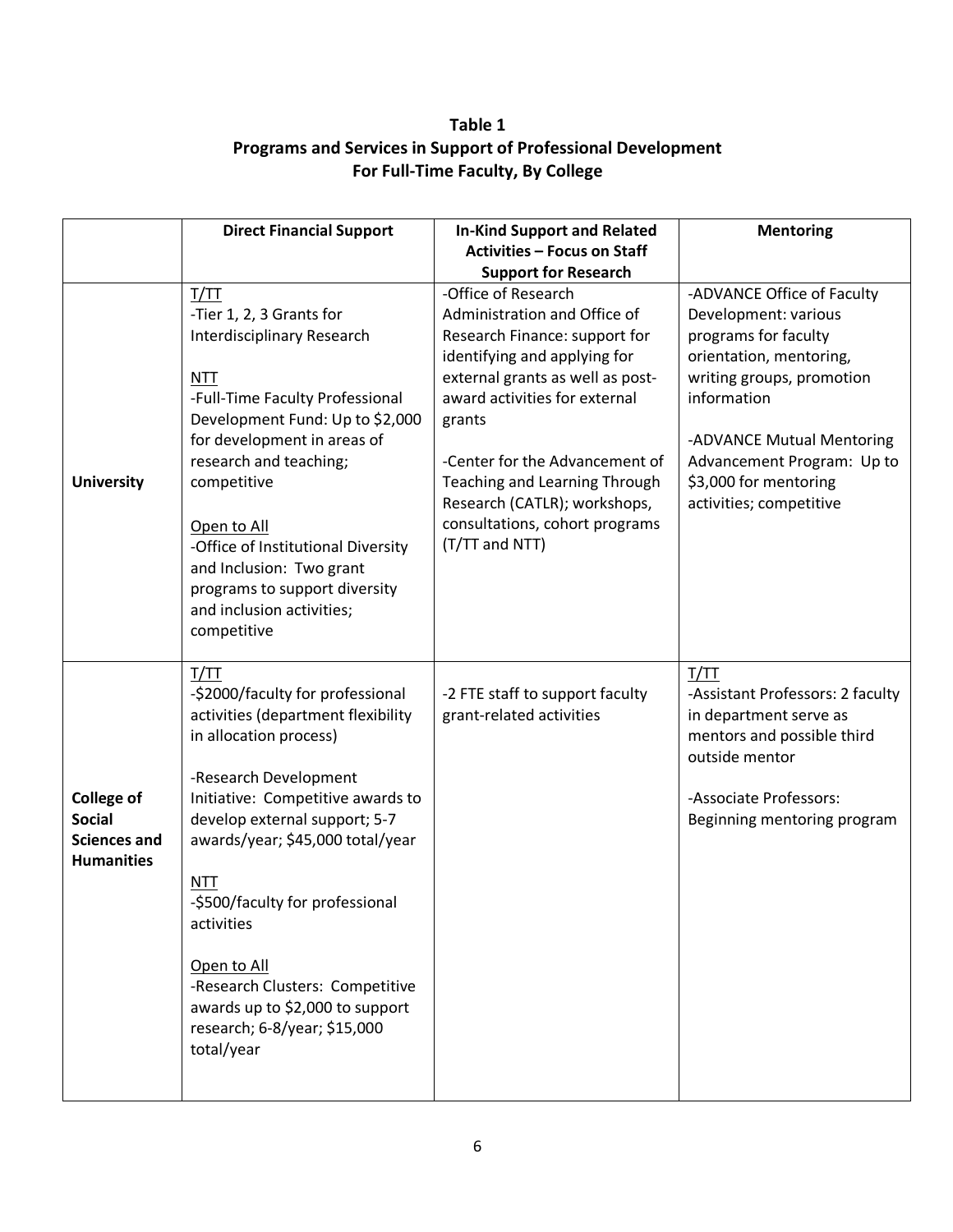**Table 1**
**Programs and Services in Support of Professional Development**
**For Full-Time Faculty, By College**

| | Direct Financial Support | In-Kind Support and Related Activities – Focus on Staff Support for Research | Mentoring |
|---|---|---|---|
| **University** | <u>T/TT</u><br>-Tier 1, 2, 3 Grants for Interdisciplinary Research<br><br><u>NTT</u><br>-Full-Time Faculty Professional Development Fund: Up to $2,000 for development in areas of research and teaching; competitive<br><br><u>Open to All</u><br>-Office of Institutional Diversity and Inclusion: Two grant programs to support diversity and inclusion activities; competitive | -Office of Research Administration and Office of Research Finance: support for identifying and applying for external grants as well as post-award activities for external grants<br><br>-Center for the Advancement of Teaching and Learning Through Research (CATLR); workshops, consultations, cohort programs (T/TT and NTT) | -ADVANCE Office of Faculty Development: various programs for faculty orientation, mentoring, writing groups, promotion information<br><br>-ADVANCE Mutual Mentoring Advancement Program: Up to $3,000 for mentoring activities; competitive |
| **College of Social Sciences and Humanities** | <u>T/TT</u><br>-$2000/faculty for professional activities (department flexibility in allocation process)<br><br>-Research Development Initiative: Competitive awards to develop external support; 5-7 awards/year; $45,000 total/year<br><br><u>NTT</u><br>-$500/faculty for professional activities<br><br><u>Open to All</u><br>-Research Clusters: Competitive awards up to $2,000 to support research; 6-8/year; $15,000 total/year | -2 FTE staff to support faculty grant-related activities | <u>T/TT</u><br>-Assistant Professors: 2 faculty in department serve as mentors and possible third outside mentor<br><br>-Associate Professors: Beginning mentoring program |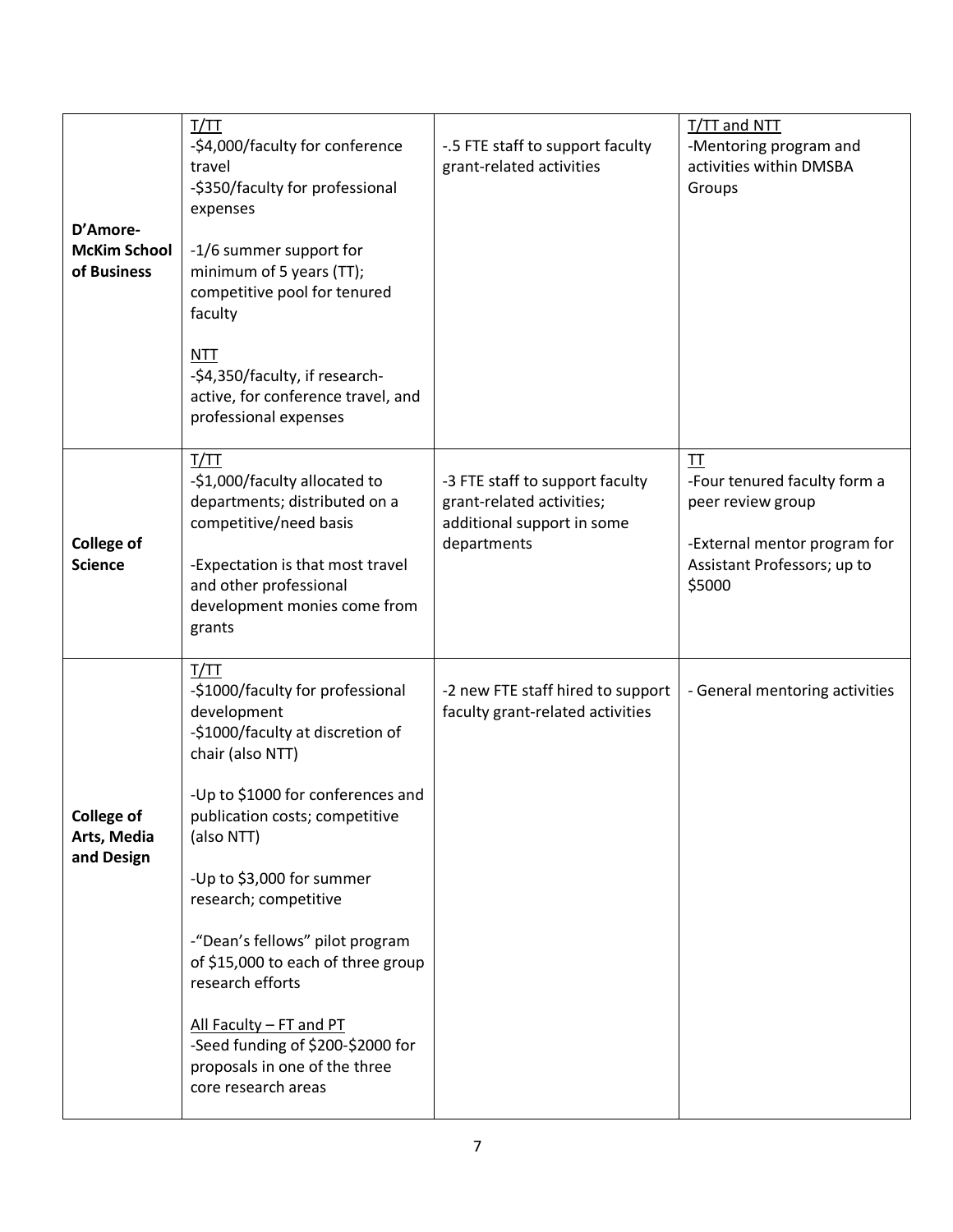| | | | |
|---|---|---|---|
| **D'Amore-McKim School of Business** | T/TT<br>-$4,000/faculty for conference travel<br>-$350/faculty for professional expenses<br><br>-1/6 summer support for minimum of 5 years (TT); competitive pool for tenured faculty<br><br>NTT<br>-$4,350/faculty, if research-active, for conference travel, and professional expenses | -.5 FTE staff to support faculty grant-related activities | T/TT and NTT<br>-Mentoring program and activities within DMSBA Groups |
| **College of Science** | T/TT<br>-$1,000/faculty allocated to departments; distributed on a competitive/need basis<br><br>-Expectation is that most travel and other professional development monies come from grants | -3 FTE staff to support faculty grant-related activities; additional support in some departments | TT<br>-Four tenured faculty form a peer review group<br><br>-External mentor program for Assistant Professors; up to $5000 |
| **College of Arts, Media and Design** | T/TT<br>-$1000/faculty for professional development<br>-$1000/faculty at discretion of chair (also NTT)<br><br>-Up to $1000 for conferences and publication costs; competitive (also NTT)<br><br>-Up to $3,000 for summer research; competitive<br><br>-"Dean's fellows" pilot program of $15,000 to each of three group research efforts<br><br>All Faculty – FT and PT<br>-Seed funding of $200-$2000 for proposals in one of the three core research areas | -2 new FTE staff hired to support faculty grant-related activities | - General mentoring activities |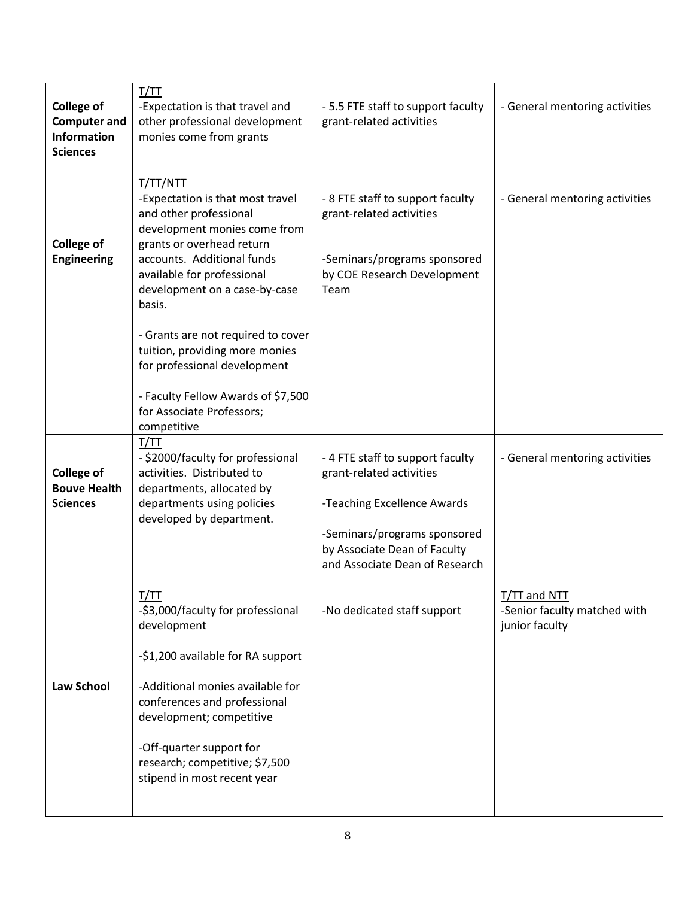| | | | |
|---|---|---|---|
| **College of Computer and Information Sciences** | T/TT<br>-Expectation is that travel and other professional development monies come from grants | - 5.5 FTE staff to support faculty grant-related activities | - General mentoring activities |
| **College of Engineering** | T/TT/NTT<br>-Expectation is that most travel and other professional development monies come from grants or overhead return accounts. Additional funds available for professional development on a case-by-case basis.<br><br>- Grants are not required to cover tuition, providing more monies for professional development<br><br>- Faculty Fellow Awards of $7,500 for Associate Professors; competitive | - 8 FTE staff to support faculty grant-related activities<br><br>-Seminars/programs sponsored by COE Research Development Team | - General mentoring activities |
| **College of Bouve Health Sciences** | T/TT<br>- $2000/faculty for professional activities. Distributed to departments, allocated by departments using policies developed by department. | - 4 FTE staff to support faculty grant-related activities<br><br>-Teaching Excellence Awards<br><br>-Seminars/programs sponsored by Associate Dean of Faculty and Associate Dean of Research | - General mentoring activities |
| **Law School** | T/TT<br>-$3,000/faculty for professional development<br><br>-$1,200 available for RA support<br><br>-Additional monies available for conferences and professional development; competitive<br><br>-Off-quarter support for research; competitive; $7,500 stipend in most recent year | -No dedicated staff support | T/TT and NTT<br>-Senior faculty matched with junior faculty |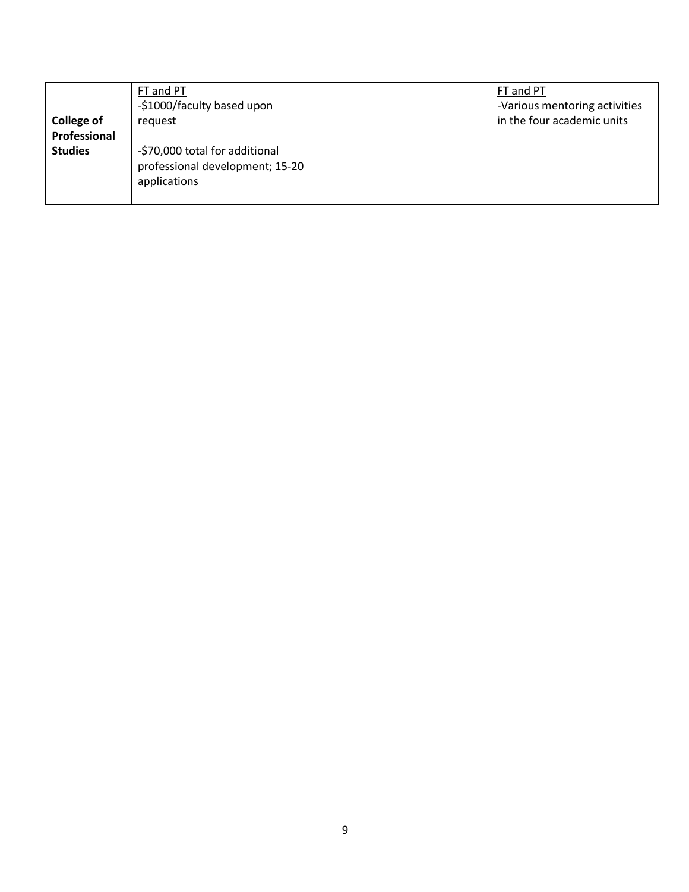| | | | |
|---|---|---|---|
| **College of Professional Studies** | FT and PT<br>-$1000/faculty based upon request<br><br>-$70,000 total for additional professional development; 15-20 applications | | FT and PT<br>-Various mentoring activities in the four academic units |